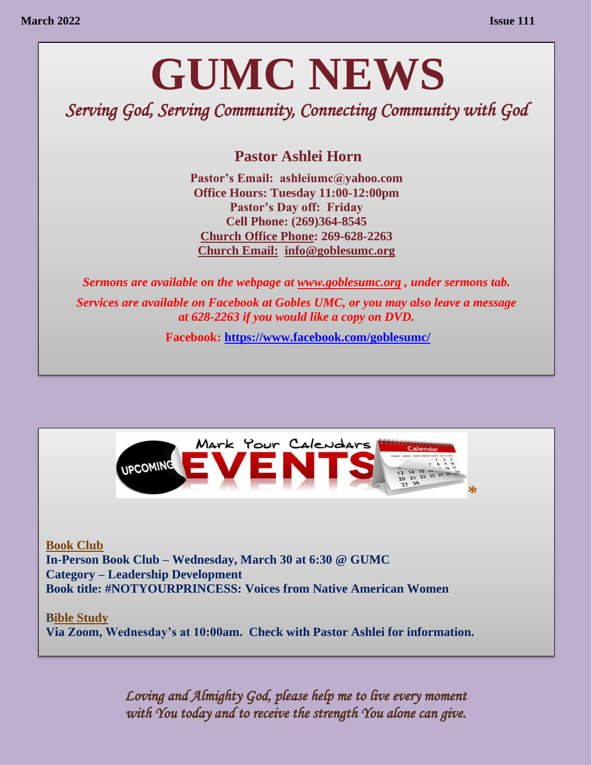March 2022 Issue 111

# GUMC NEWS

*Serving God, Serving Community, Connecting Community with God*

## Pastor Ashlei Horn

**Pastor's Email: ashleiumc@yahoo.com**
**Office Hours: Tuesday 11:00-12:00pm**
**Pastor's Day off: Friday**
**Cell Phone: (269)364-8545**
**Church Office Phone: 269-628-2263**
**Church Email: info@goblesumc.org**

***Sermons are available on the webpage at www.goblesumc.org , under sermons tab.***

***Services are available on Facebook at Gobles UMC, or you may also leave a message at 628-2263 if you would like a copy on DVD.***

**Facebook: https://www.facebook.com/goblesumc/**

Mark Your Calendars — UPCOMING EVENTS *

**Book Club**
**In-Person Book Club – Wednesday, March 30 at 6:30 @ GUMC**
**Category – Leadership Development**
**Book title: #NOTYOURPRINCESS: Voices from Native American Women**

**Bible Study**
**Via Zoom, Wednesday's at 10:00am. Check with Pastor Ashlei for information.**

*Loving and Almighty God, please help me to live every moment with You today and to receive the strength You alone can give.*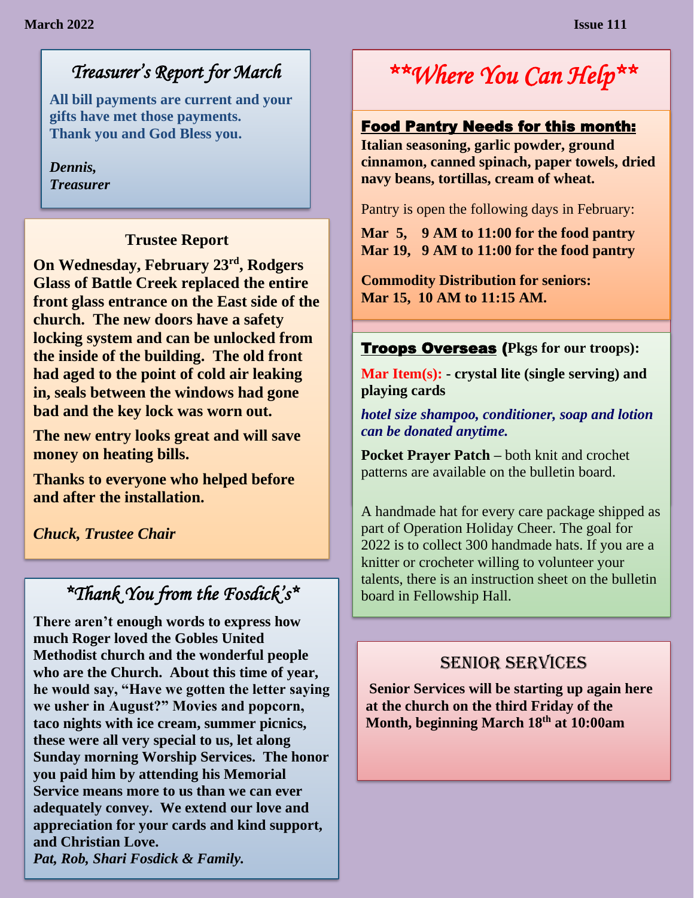## *Treasurer's Report for March*

**All bill payments are current and your gifts have met those payments. Thank you and God Bless you.**

***Dennis,***
***Treasurer***

### Trustee Report

**On Wednesday, February 23rd, Rodgers Glass of Battle Creek replaced the entire front glass entrance on the East side of the church. The new doors have a safety locking system and can be unlocked from the inside of the building. The old front had aged to the point of cold air leaking in, seals between the windows had gone bad and the key lock was worn out.**

**The new entry looks great and will save money on heating bills.**

**Thanks to everyone who helped before and after the installation.**

***Chuck, Trustee Chair***

## *\*Thank You from the Fosdick's\**

**There aren't enough words to express how much Roger loved the Gobles United Methodist church and the wonderful people who are the Church. About this time of year, he would say, "Have we gotten the letter saying we usher in August?" Movies and popcorn, taco nights with ice cream, summer picnics, these were all very special to us, let along Sunday morning Worship Services. The honor you paid him by attending his Memorial Service means more to us than we can ever adequately convey. We extend our love and appreciation for your cards and kind support, and Christian Love.**
***Pat, Rob, Shari Fosdick & Family.***

## *\*\*Where You Can Help\*\**

### Food Pantry Needs for this month:

**Italian seasoning, garlic powder, ground cinnamon, canned spinach, paper towels, dried navy beans, tortillas, cream of wheat.**

Pantry is open the following days in February:

**Mar 5, 9 AM to 11:00 for the food pantry**
**Mar 19, 9 AM to 11:00 for the food pantry**

**Commodity Distribution for seniors:**
**Mar 15, 10 AM to 11:15 AM.**

### Troops Overseas (Pkgs for our troops):

**Mar Item(s): - crystal lite (single serving) and playing cards**

***hotel size shampoo, conditioner, soap and lotion can be donated anytime.***

**Pocket Prayer Patch –** both knit and crochet patterns are available on the bulletin board.

A handmade hat for every care package shipped as part of Operation Holiday Cheer. The goal for 2022 is to collect 300 handmade hats. If you are a knitter or crocheter willing to volunteer your talents, there is an instruction sheet on the bulletin board in Fellowship Hall.

## Senior Services

**Senior Services will be starting up again here at the church on the third Friday of the Month, beginning March 18th at 10:00am**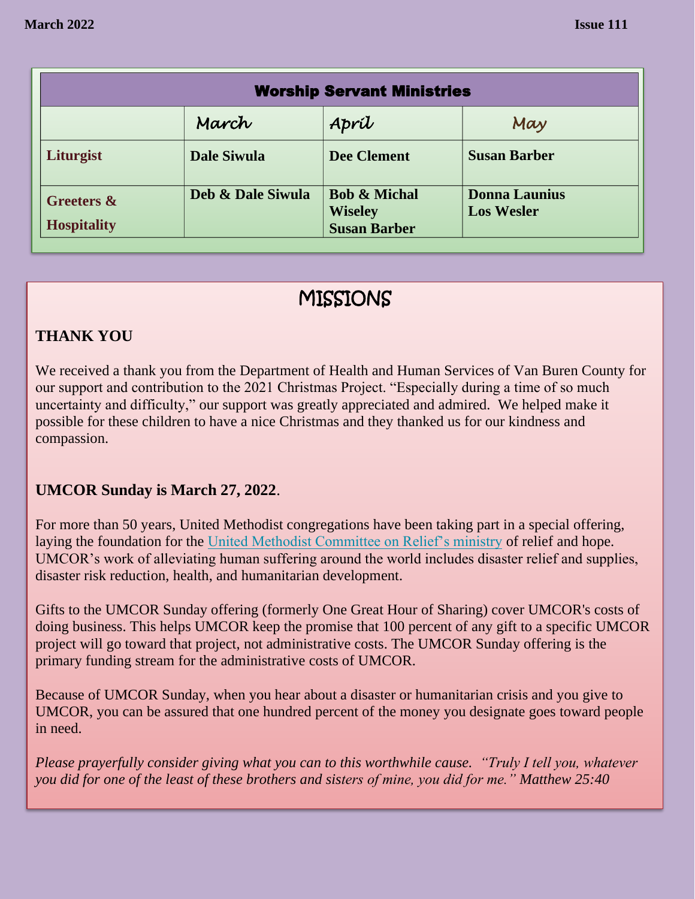| Worship Servant Ministries | | | |
|---|---|---|---|
| | March | April | May |
| Liturgist | Dale Siwula | Dee Clement | Susan Barber |
| Greeters & Hospitality | Deb & Dale Siwula | Bob & Michal Wiseley Susan Barber | Donna Launius Los Wesler |

# MISSIONS

## THANK YOU

We received a thank you from the Department of Health and Human Services of Van Buren County for our support and contribution to the 2021 Christmas Project. "Especially during a time of so much uncertainty and difficulty," our support was greatly appreciated and admired. We helped make it possible for these children to have a nice Christmas and they thanked us for our kindness and compassion.

## UMCOR Sunday is March 27, 2022.

For more than 50 years, United Methodist congregations have been taking part in a special offering, laying the foundation for the United Methodist Committee on Relief's ministry of relief and hope. UMCOR's work of alleviating human suffering around the world includes disaster relief and supplies, disaster risk reduction, health, and humanitarian development.

Gifts to the UMCOR Sunday offering (formerly One Great Hour of Sharing) cover UMCOR's costs of doing business. This helps UMCOR keep the promise that 100 percent of any gift to a specific UMCOR project will go toward that project, not administrative costs. The UMCOR Sunday offering is the primary funding stream for the administrative costs of UMCOR.

Because of UMCOR Sunday, when you hear about a disaster or humanitarian crisis and you give to UMCOR, you can be assured that one hundred percent of the money you designate goes toward people in need.

*Please prayerfully consider giving what you can to this worthwhile cause. "Truly I tell you, whatever you did for one of the least of these brothers and sisters of mine, you did for me." Matthew 25:40*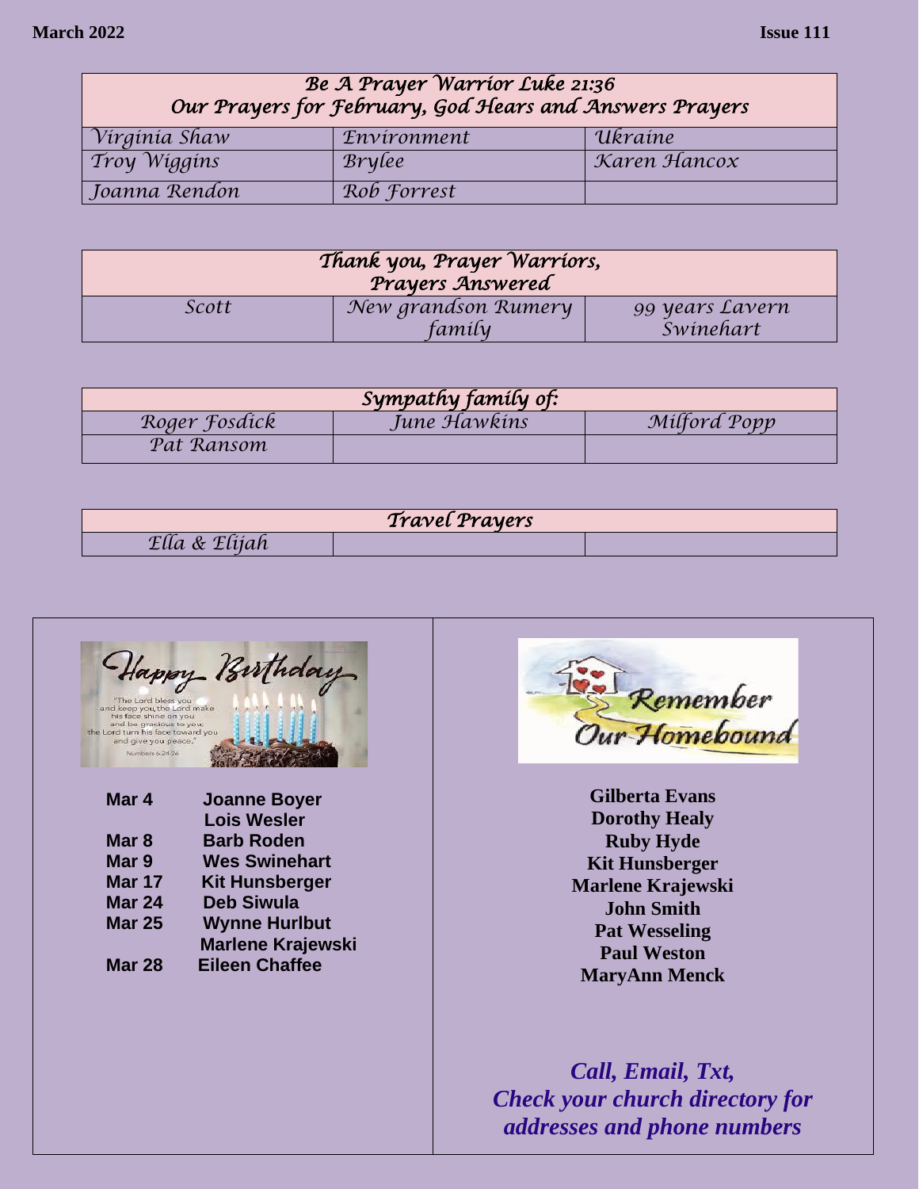| Be A Prayer Warrior Luke 21:36<br>Our Prayers for February, God Hears and Answers Prayers | | |
|---|---|---|
| Virginia Shaw | Environment | Ukraine |
| Troy Wiggins | Brylee | Karen Hancox |
| Joanna Rendon | Rob Forrest | |

| Thank you, Prayer Warriors,<br>Prayers Answered | | |
|---|---|---|
| Scott | New grandson Rumery family | 99 years Lavern Swinehart |

| Sympathy family of: | | |
|---|---|---|
| Roger Fosdick | June Hawkins | Milford Popp |
| Pat Ransom | | |

| Travel Prayers | | |
|---|---|---|
| Ella & Elijah | | |

## Happy Birthday

"The Lord bless you and keep you, the Lord make his face shine on you and be gracious to you; the Lord turn his face toward you and give you peace." Numbers 6:24-26

| | |
|---|---|
| **Mar 4** | **Joanne Boyer** |
| | **Lois Wesler** |
| **Mar 8** | **Barb Roden** |
| **Mar 9** | **Wes Swinehart** |
| **Mar 17** | **Kit Hunsberger** |
| **Mar 24** | **Deb Siwula** |
| **Mar 25** | **Wynne Hurlbut** |
| | **Marlene Krajewski** |
| **Mar 28** | **Eileen Chaffee** |

## Remember Our Homebound

**Gilberta Evans**
**Dorothy Healy**
**Ruby Hyde**
**Kit Hunsberger**
**Marlene Krajewski**
**John Smith**
**Pat Wesseling**
**Paul Weston**
**MaryAnn Menck**

***Call, Email, Txt,***
***Check your church directory for addresses and phone numbers***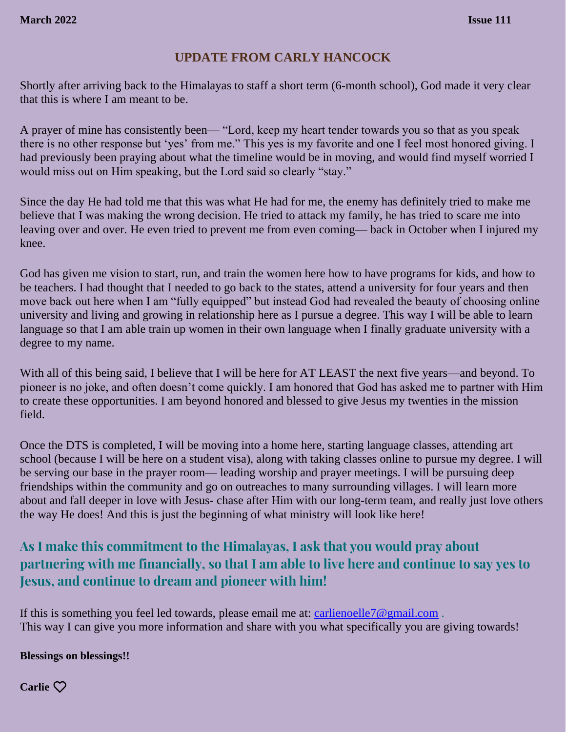## UPDATE FROM CARLY HANCOCK

Shortly after arriving back to the Himalayas to staff a short term (6-month school), God made it very clear that this is where I am meant to be.

A prayer of mine has consistently been— "Lord, keep my heart tender towards you so that as you speak there is no other response but 'yes' from me." This yes is my favorite and one I feel most honored giving. I had previously been praying about what the timeline would be in moving, and would find myself worried I would miss out on Him speaking, but the Lord said so clearly "stay."

Since the day He had told me that this was what He had for me, the enemy has definitely tried to make me believe that I was making the wrong decision. He tried to attack my family, he has tried to scare me into leaving over and over. He even tried to prevent me from even coming— back in October when I injured my knee.

God has given me vision to start, run, and train the women here how to have programs for kids, and how to be teachers. I had thought that I needed to go back to the states, attend a university for four years and then move back out here when I am "fully equipped" but instead God had revealed the beauty of choosing online university and living and growing in relationship here as I pursue a degree. This way I will be able to learn language so that I am able train up women in their own language when I finally graduate university with a degree to my name.

With all of this being said, I believe that I will be here for AT LEAST the next five years—and beyond. To pioneer is no joke, and often doesn't come quickly. I am honored that God has asked me to partner with Him to create these opportunities. I am beyond honored and blessed to give Jesus my twenties in the mission field.

Once the DTS is completed, I will be moving into a home here, starting language classes, attending art school (because I will be here on a student visa), along with taking classes online to pursue my degree. I will be serving our base in the prayer room— leading worship and prayer meetings. I will be pursuing deep friendships within the community and go on outreaches to many surrounding villages. I will learn more about and fall deeper in love with Jesus- chase after Him with our long-term team, and really just love others the way He does! And this is just the beginning of what ministry will look like here!

**As I make this commitment to the Himalayas, I ask that you would pray about partnering with me financially, so that I am able to live here and continue to say yes to Jesus, and continue to dream and pioneer with him!**

If this is something you feel led towards, please email me at: carlienoelle7@gmail.com .
This way I can give you more information and share with you what specifically you are giving towards!

**Blessings on blessings!!**

**Carlie ♡**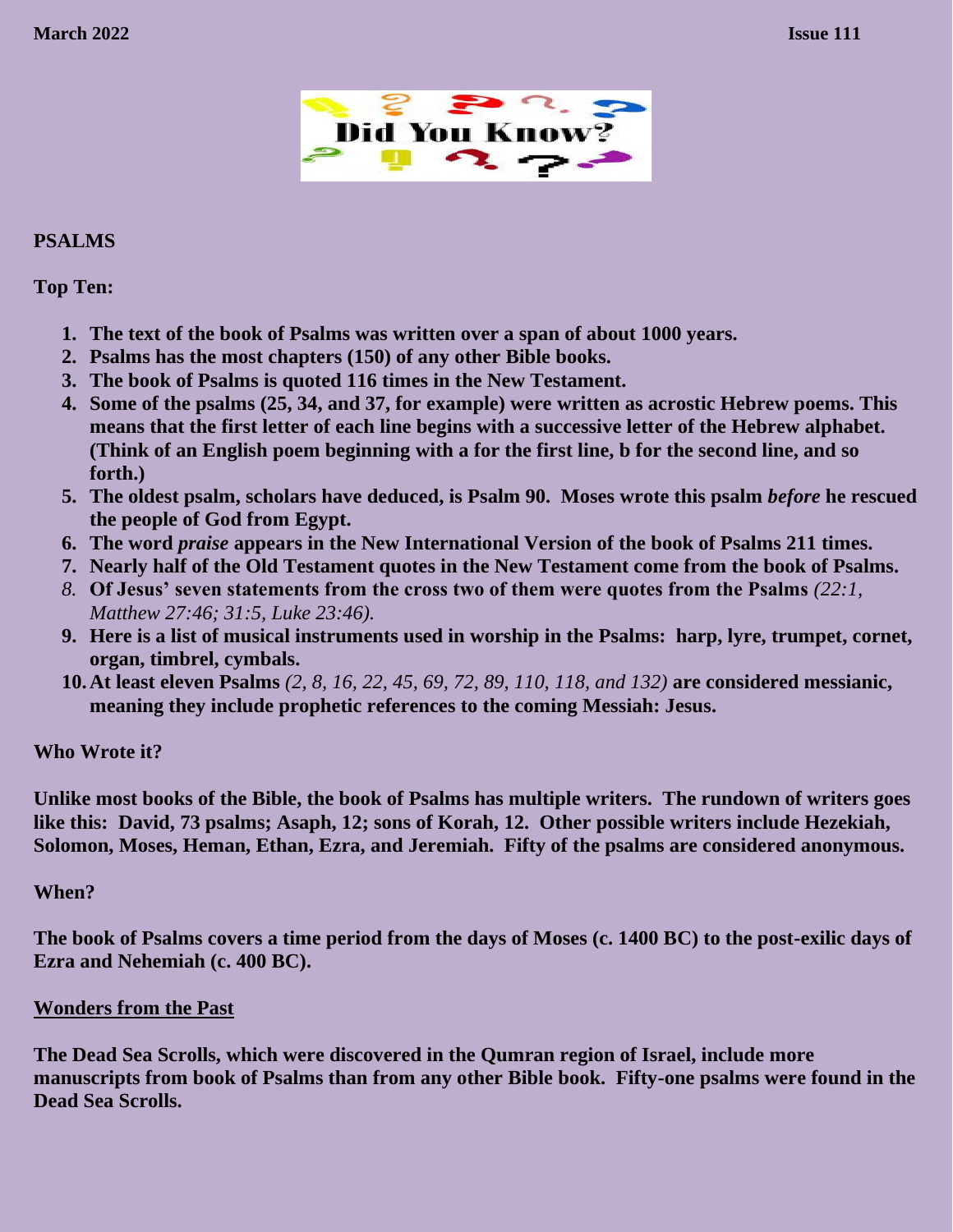March 2022 Issue 111

Did You Know?

**PSALMS**

**Top Ten:**

1. **The text of the book of Psalms was written over a span of about 1000 years.**
2. **Psalms has the most chapters (150) of any other Bible books.**
3. **The book of Psalms is quoted 116 times in the New Testament.**
4. **Some of the psalms (25, 34, and 37, for example) were written as acrostic Hebrew poems. This means that the first letter of each line begins with a successive letter of the Hebrew alphabet. (Think of an English poem beginning with a for the first line, b for the second line, and so forth.)**
5. **The oldest psalm, scholars have deduced, is Psalm 90. Moses wrote this psalm *before* he rescued the people of God from Egypt.**
6. **The word *praise* appears in the New International Version of the book of Psalms 211 times.**
7. **Nearly half of the Old Testament quotes in the New Testament come from the book of Psalms.**
8. **Of Jesus' seven statements from the cross two of them were quotes from the Psalms** *(22:1, Matthew 27:46; 31:5, Luke 23:46).*
9. **Here is a list of musical instruments used in worship in the Psalms: harp, lyre, trumpet, cornet, organ, timbrel, cymbals.**
10. **At least eleven Psalms** *(2, 8, 16, 22, 45, 69, 72, 89, 110, 118, and 132)* **are considered messianic, meaning they include prophetic references to the coming Messiah: Jesus.**

**Who Wrote it?**

**Unlike most books of the Bible, the book of Psalms has multiple writers. The rundown of writers goes like this: David, 73 psalms; Asaph, 12; sons of Korah, 12. Other possible writers include Hezekiah, Solomon, Moses, Heman, Ethan, Ezra, and Jeremiah. Fifty of the psalms are considered anonymous.**

**When?**

**The book of Psalms covers a time period from the days of Moses (c. 1400 BC) to the post-exilic days of Ezra and Nehemiah (c. 400 BC).**

**Wonders from the Past**

**The Dead Sea Scrolls, which were discovered in the Qumran region of Israel, include more manuscripts from book of Psalms than from any other Bible book. Fifty-one psalms were found in the Dead Sea Scrolls.**